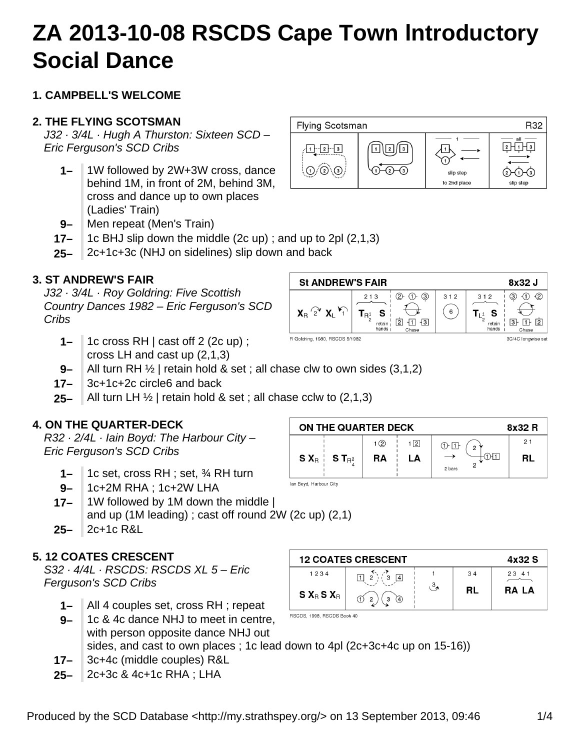# ZA 2013-10-08 RSCDS Cape Town Introductory Social Dance

### 1. CAMPBELL'S WELCOME

### 2. THE FLYING SCOTSMAN

*J32 · 3/4L · Hugh A Thurston: Sixteen SCD – Eric Ferguson's SCD Cribs*

- **1–** 1W followed by 2W+3W cross, dance behind 1M, in front of 2M, behind 3M, cross and dance up to own places (Ladies' Train)
- **9–** Men repeat (Men's Train)
- **17–** 1c BHJ slip down the middle (2c up) ; and up to 2pl (2,1,3)
- **25–** 2c+1c+3c (NHJ on sidelines) slip down and back

### 3. ST ANDREW'S FAIR

*J32 · 3/4L · Roy Goldring: Five Scottish Country Dances 1982 – Eric Ferguson's SCD Cribs*

- **1–** 1c cross RH | cast off 2 (2c up) ; cross LH and cast up (2,1,3)
- **9–** All turn RH ½ | retain hold & set ; all chase clw to own sides (3,1,2)
- **17–** 3c+1c+2c circle6 and back
- **25–** All turn LH ½ | retain hold & set ; all chase cclw to (2,1,3)

### 4. ON THE QUARTER-DECK

*R32 · 2/4L · Iain Boyd: The Harbour City – Eric Ferguson's SCD Cribs*

- **1–** 1c set, cross RH ; set, ¾ RH turn
- **9–** 1c+2M RHA ; 1c+2W LHA
- **17–** 1W followed by 1M down the middle | and up (1M leading) ; cast off round 2W (2c up) (2,1)
- **25–** 2c+1c R&L

### 5. 12 COATES CRESCENT

*S32 · 4/4L · RSCDS: RSCDS XL 5 – Eric Ferguson's SCD Cribs*

- **1–** All 4 couples set, cross RH ; repeat
- **9–** 1c & 4c dance NHJ to meet in centre, with person opposite dance NHJ out sides, and cast to own places ; 1c lead down to 4pl (2c+3c+4c up on 15-16))
- **17–** 3c+4c (middle couples) R&L
- **25–** 2c+3c & 4c+1c RHA ; LHA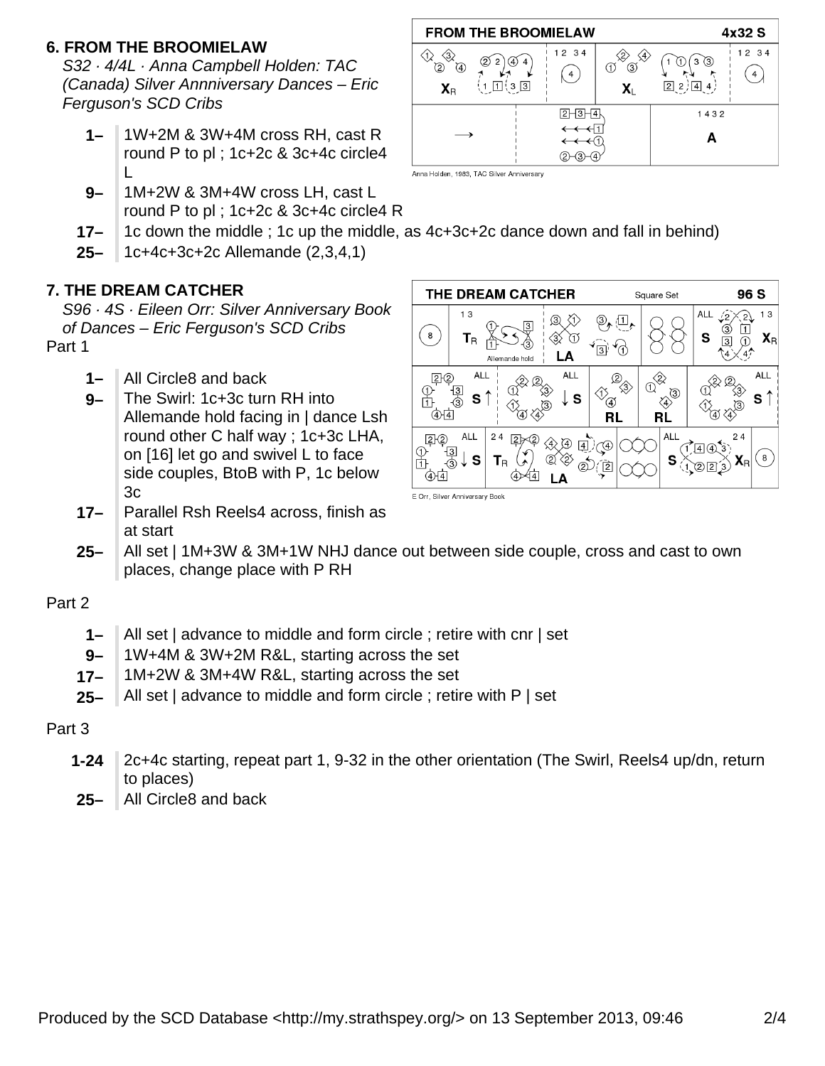## 6. FROM THE BROOMIELAW

*S32 · 4/4L · Anna Campbell Holden: TAC (Canada) Silver Annniversary Dances – Eric Ferguson's SCD Cribs*

- **1–** 1W+2M & 3W+4M cross RH, cast R round P to pl ; 1c+2c & 3c+4c circle4 L
- **9–** 1M+2W & 3M+4W cross LH, cast L round P to pl ; 1c+2c & 3c+4c circle4 R
- **17–** 1c down the middle ; 1c up the middle, as 4c+3c+2c dance down and fall in behind)
- **25–** 1c+4c+3c+2c Allemande (2,3,4,1)

Anna Holden, 1983, TAC Silver Anniversary

## 7. THE DREAM CATCHER

*S96 · 4S · Eileen Orr: Silver Anniversary Book of Dances – Eric Ferguson's SCD Cribs*

Part 1

- **1–** All Circle8 and back
- **9–** The Swirl: 1c+3c turn RH into Allemande hold facing in | dance Lsh round other C half way ; 1c+3c LHA, on [16] let go and swivel L to face side couples, BtoB with P, 1c below 3c
- **17–** Parallel Rsh Reels4 across, finish as at start
- **25–** All set | 1M+3W & 3M+1W NHJ dance out between side couple, cross and cast to own places, change place with P RH

Part 2

- **1–** All set | advance to middle and form circle ; retire with cnr | set
- **9–** 1W+4M & 3W+2M R&L, starting across the set
- **17–** 1M+2W & 3M+4W R&L, starting across the set
- **25–** All set | advance to middle and form circle ; retire with P | set

Part 3

- **1-24** 2c+4c starting, repeat part 1, 9-32 in the other orientation (The Swirl, Reels4 up/dn, return to places)
- **25–** All Circle8 and back

E Orr, Silver Anniversary Book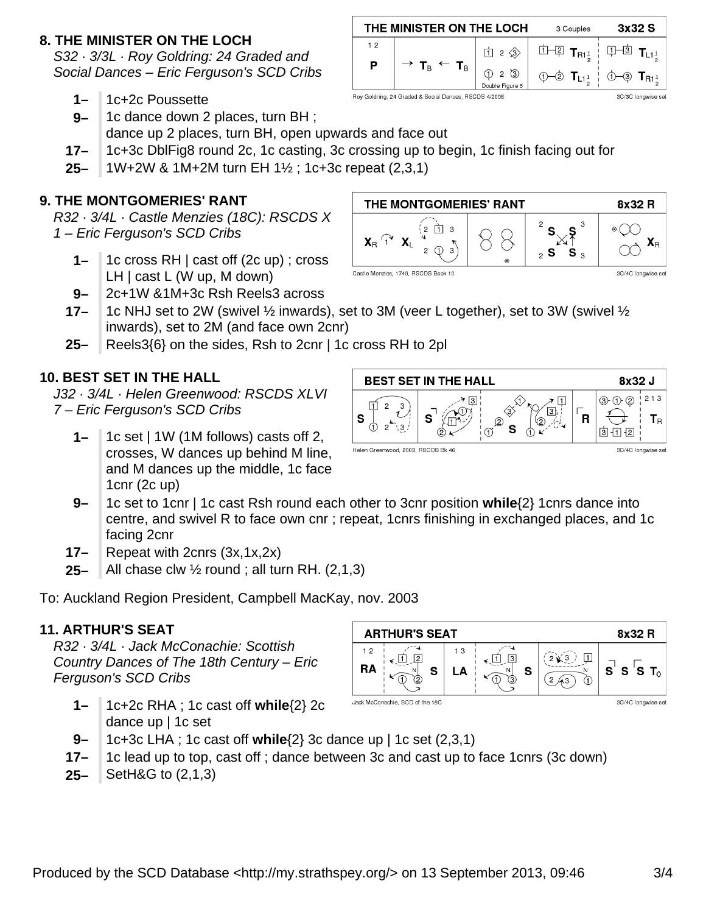## 8. THE MINISTER ON THE LOCH

*S32 · 3/3L · Roy Goldring: 24 Graded and Social Dances – Eric Ferguson's SCD Cribs*

| | |
|---|---|
| **1–** | 1c+2c Poussette |
| **9–** | 1c dance down 2 places, turn BH ; dance up 2 places, turn BH, open upwards and face out |
| **17–** | 1c+3c DblFig8 round 2c, 1c casting, 3c crossing up to begin, 1c finish facing out for |
| **25–** | 1W+2W & 1M+2M turn EH 1½ ; 1c+3c repeat (2,3,1) |

## 9. THE MONTGOMERIES' RANT

*R32 · 3/4L · Castle Menzies (18C): RSCDS X 1 – Eric Ferguson's SCD Cribs*

| | |
|---|---|
| **1–** | 1c cross RH \| cast off (2c up) ; cross LH \| cast L (W up, M down) |
| **9–** | 2c+1W &1M+3c Rsh Reels3 across |
| **17–** | 1c NHJ set to 2W (swivel ½ inwards), set to 3M (veer L together), set to 3W (swivel ½ inwards), set to 2M (and face own 2cnr) |
| **25–** | Reels3{6} on the sides, Rsh to 2cnr \| 1c cross RH to 2pl |

## 10. BEST SET IN THE HALL

*J32 · 3/4L · Helen Greenwood: RSCDS XLVI 7 – Eric Ferguson's SCD Cribs*

| | |
|---|---|
| **1–** | 1c set \| 1W (1M follows) casts off 2, crosses, W dances up behind M line, and M dances up the middle, 1c face 1cnr (2c up) |
| **9–** | 1c set to 1cnr \| 1c cast Rsh round each other to 3cnr position **while**{2} 1cnrs dance into centre, and swivel R to face own cnr ; repeat, 1cnrs finishing in exchanged places, and 1c facing 2cnr |
| **17–** | Repeat with 2cnrs (3x,1x,2x) |
| **25–** | All chase clw ½ round ; all turn RH. (2,1,3) |

To: Auckland Region President, Campbell MacKay, nov. 2003

## 11. ARTHUR'S SEAT

*R32 · 3/4L · Jack McConachie: Scottish Country Dances of The 18th Century – Eric Ferguson's SCD Cribs*

| | |
|---|---|
| **1–** | 1c+2c RHA ; 1c cast off **while**{2} 2c dance up \| 1c set |
| **9–** | 1c+3c LHA ; 1c cast off **while**{2} 3c dance up \| 1c set (2,3,1) |
| **17–** | 1c lead up to top, cast off ; dance between 3c and cast up to face 1cnrs (3c down) |
| **25–** | SetH&G to (2,1,3) |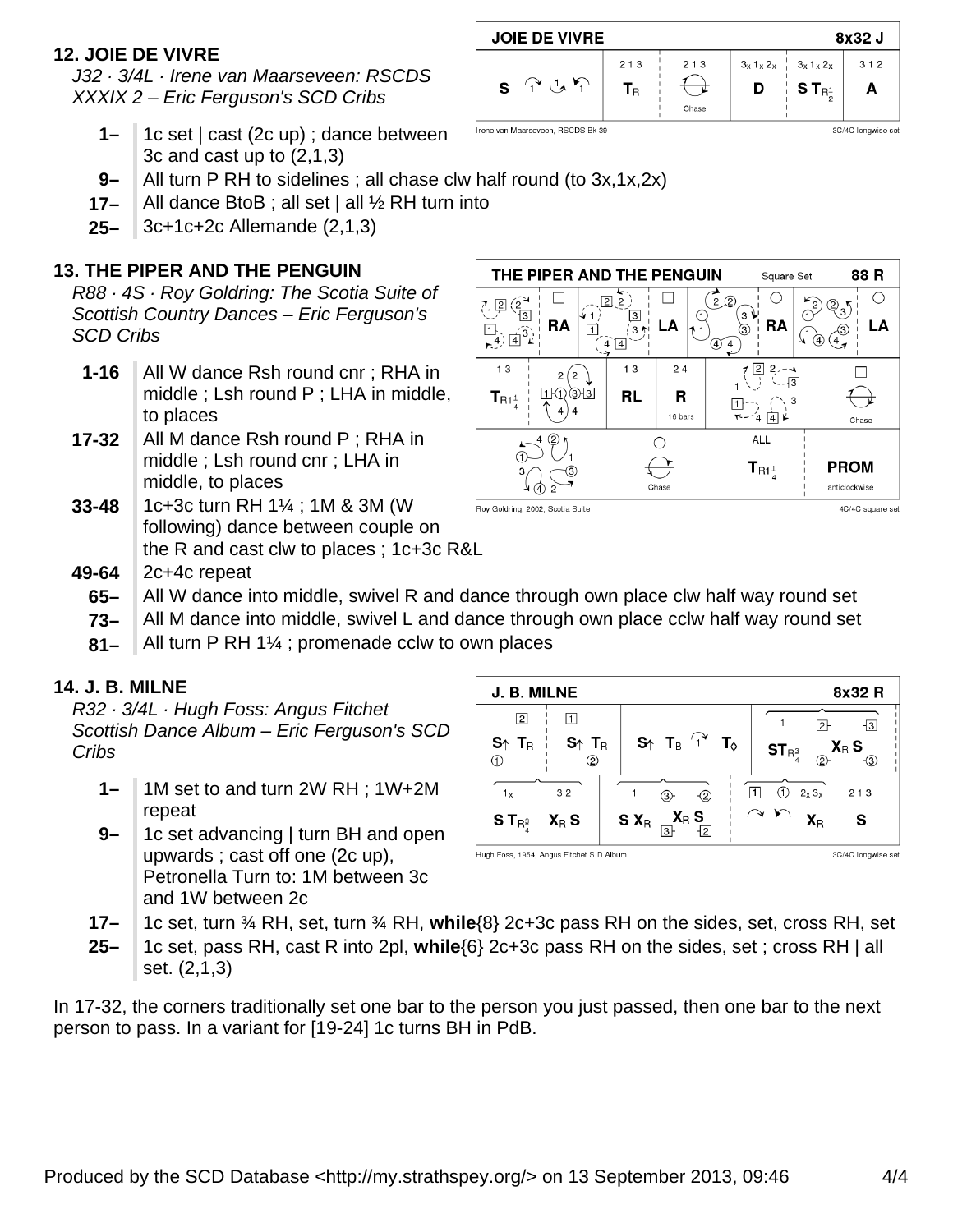### 12. JOIE DE VIVRE

*J32 · 3/4L · Irene van Maarseveen: RSCDS XXXIX 2 – Eric Ferguson's SCD Cribs*

| | |
|---|---|
| **1–** | 1c set \| cast (2c up) ; dance between 3c and cast up to (2,1,3) |
| **9–** | All turn P RH to sidelines ; all chase clw half round (to 3x,1x,2x) |
| **17–** | All dance BtoB ; all set \| all ½ RH turn into |
| **25–** | 3c+1c+2c Allemande (2,1,3) |

### 13. THE PIPER AND THE PENGUIN

*R88 · 4S · Roy Goldring: The Scotia Suite of Scottish Country Dances – Eric Ferguson's SCD Cribs*

| | |
|---|---|
| **1-16** | All W dance Rsh round cnr ; RHA in middle ; Lsh round P ; LHA in middle, to places |
| **17-32** | All M dance Rsh round P ; RHA in middle ; Lsh round cnr ; LHA in middle, to places |
| **33-48** | 1c+3c turn RH 1¼ ; 1M & 3M (W following) dance between couple on the R and cast clw to places ; 1c+3c R&L |
| **49-64** | 2c+4c repeat |
| **65–** | All W dance into middle, swivel R and dance through own place clw half way round set |
| **73–** | All M dance into middle, swivel L and dance through own place cclw half way round set |
| **81–** | All turn P RH 1¼ ; promenade cclw to own places |

### 14. J. B. MILNE

*R32 · 3/4L · Hugh Foss: Angus Fitchet Scottish Dance Album – Eric Ferguson's SCD Cribs*

| | |
|---|---|
| **1–** | 1M set to and turn 2W RH ; 1W+2M repeat |
| **9–** | 1c set advancing \| turn BH and open upwards ; cast off one (2c up), Petronella Turn to: 1M between 3c and 1W between 2c |
| **17–** | 1c set, turn ¾ RH, set, turn ¾ RH, **while**{8} 2c+3c pass RH on the sides, set, cross RH, set |
| **25–** | 1c set, pass RH, cast R into 2pl, **while**{6} 2c+3c pass RH on the sides, set ; cross RH \| all set. (2,1,3) |

In 17-32, the corners traditionally set one bar to the person you just passed, then one bar to the next person to pass. In a variant for [19-24] 1c turns BH in PdB.

Produced by the SCD Database <http://my.strathspey.org/> on 13 September 2013, 09:46